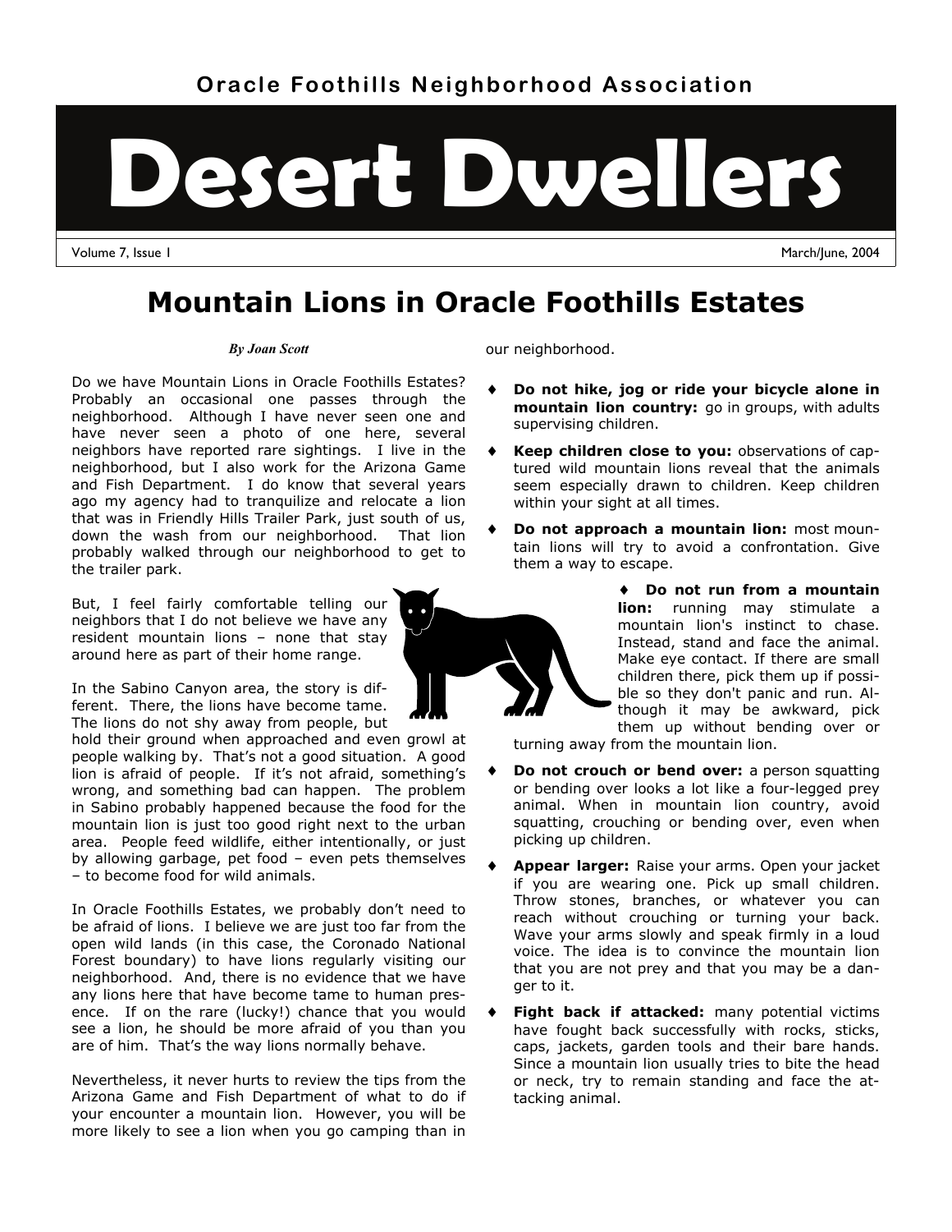Oracle Foothills Neighborhood Association

# Desert Dwellers

Volume 7, Issue 1 — March/June, 2004

## Mountain Lions in Oracle Foothills Estates

*By Joan Scott*

Do we have Mountain Lions in Oracle Foothills Estates? Probably an occasional one passes through the neighborhood. Although I have never seen one and have never seen a photo of one here, several neighbors have reported rare sightings. I live in the neighborhood, but I also work for the Arizona Game and Fish Department. I do know that several years ago my agency had to tranquilize and relocate a lion that was in Friendly Hills Trailer Park, just south of us, down the wash from our neighborhood. That lion probably walked through our neighborhood to get to the trailer park.

But, I feel fairly comfortable telling our neighbors that I do not believe we have any resident mountain lions – none that stay around here as part of their home range.

In the Sabino Canyon area, the story is different. There, the lions have become tame. The lions do not shy away from people, but hold their ground when approached and even growl at people walking by. That's not a good situation. A good lion is afraid of people. If it's not afraid, something's wrong, and something bad can happen. The problem in Sabino probably happened because the food for the mountain lion is just too good right next to the urban area. People feed wildlife, either intentionally, or just by allowing garbage, pet food – even pets themselves – to become food for wild animals.

In Oracle Foothills Estates, we probably don't need to be afraid of lions. I believe we are just too far from the open wild lands (in this case, the Coronado National Forest boundary) to have lions regularly visiting our neighborhood. And, there is no evidence that we have any lions here that have become tame to human presence. If on the rare (lucky!) chance that you would see a lion, he should be more afraid of you than you are of him. That's the way lions normally behave.

Nevertheless, it never hurts to review the tips from the Arizona Game and Fish Department of what to do if your encounter a mountain lion. However, you will be more likely to see a lion when you go camping than in our neighborhood.

- **Do not hike, jog or ride your bicycle alone in mountain lion country:** go in groups, with adults supervising children.
- **Keep children close to you:** observations of captured wild mountain lions reveal that the animals seem especially drawn to children. Keep children within your sight at all times.
- **Do not approach a mountain lion:** most mountain lions will try to avoid a confrontation. Give them a way to escape.
- **Do not run from a mountain lion:** running may stimulate a mountain lion's instinct to chase. Instead, stand and face the animal. Make eye contact. If there are small children there, pick them up if possible so they don't panic and run. Although it may be awkward, pick them up without bending over or turning away from the mountain lion.
- **Do not crouch or bend over:** a person squatting or bending over looks a lot like a four-legged prey animal. When in mountain lion country, avoid squatting, crouching or bending over, even when picking up children.
- **Appear larger:** Raise your arms. Open your jacket if you are wearing one. Pick up small children. Throw stones, branches, or whatever you can reach without crouching or turning your back. Wave your arms slowly and speak firmly in a loud voice. The idea is to convince the mountain lion that you are not prey and that you may be a danger to it.
- **Fight back if attacked:** many potential victims have fought back successfully with rocks, sticks, caps, jackets, garden tools and their bare hands. Since a mountain lion usually tries to bite the head or neck, try to remain standing and face the attacking animal.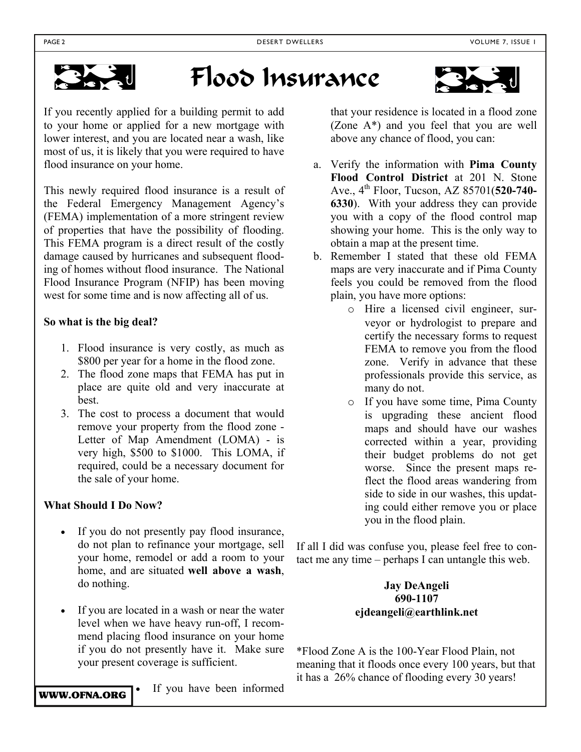# Flood Insurance

If you recently applied for a building permit to add to your home or applied for a new mortgage with lower interest, and you are located near a wash, like most of us, it is likely that you were required to have flood insurance on your home.

This newly required flood insurance is a result of the Federal Emergency Management Agency's (FEMA) implementation of a more stringent review of properties that have the possibility of flooding. This FEMA program is a direct result of the costly damage caused by hurricanes and subsequent flooding of homes without flood insurance. The National Flood Insurance Program (NFIP) has been moving west for some time and is now affecting all of us.

**So what is the big deal?**

1. Flood insurance is very costly, as much as $800 per year for a home in the flood zone.
2. The flood zone maps that FEMA has put in place are quite old and very inaccurate at best.
3. The cost to process a document that would remove your property from the flood zone - Letter of Map Amendment (LOMA) - is very high, $500 to $1000. This LOMA, if required, could be a necessary document for the sale of your home.

**What Should I Do Now?**

- If you do not presently pay flood insurance, do not plan to refinance your mortgage, sell your home, remodel or add a room to your home, and are situated **well above a wash**, do nothing.

- If you are located in a wash or near the water level when we have heavy run-off, I recommend placing flood insurance on your home if you do not presently have it. Make sure your present coverage is sufficient.

- If you have been informed that your residence is located in a flood zone (Zone A*) and you feel that you are well above any chance of flood, you can:

  a. Verify the information with **Pima County Flood Control District** at 201 N. Stone Ave., 4th Floor, Tucson, AZ 85701(**520-740-6330**). With your address they can provide you with a copy of the flood control map showing your home. This is the only way to obtain a map at the present time.
  b. Remember I stated that these old FEMA maps are very inaccurate and if Pima County feels you could be removed from the flood plain, you have more options:
     - Hire a licensed civil engineer, surveyor or hydrologist to prepare and certify the necessary forms to request FEMA to remove you from the flood zone. Verify in advance that these professionals provide this service, as many do not.
     - If you have some time, Pima County is upgrading these ancient flood maps and should have our washes corrected within a year, providing their budget problems do not get worse. Since the present maps reflect the flood areas wandering from side to side in our washes, this updating could either remove you or place you in the flood plain.

If all I did was confuse you, please feel free to contact me any time – perhaps I can untangle this web.

**Jay DeAngeli**
**690-1107**
**ejdeangeli@earthlink.net**

*Flood Zone A is the 100-Year Flood Plain, not meaning that it floods once every 100 years, but that it has a 26% chance of flooding every 30 years!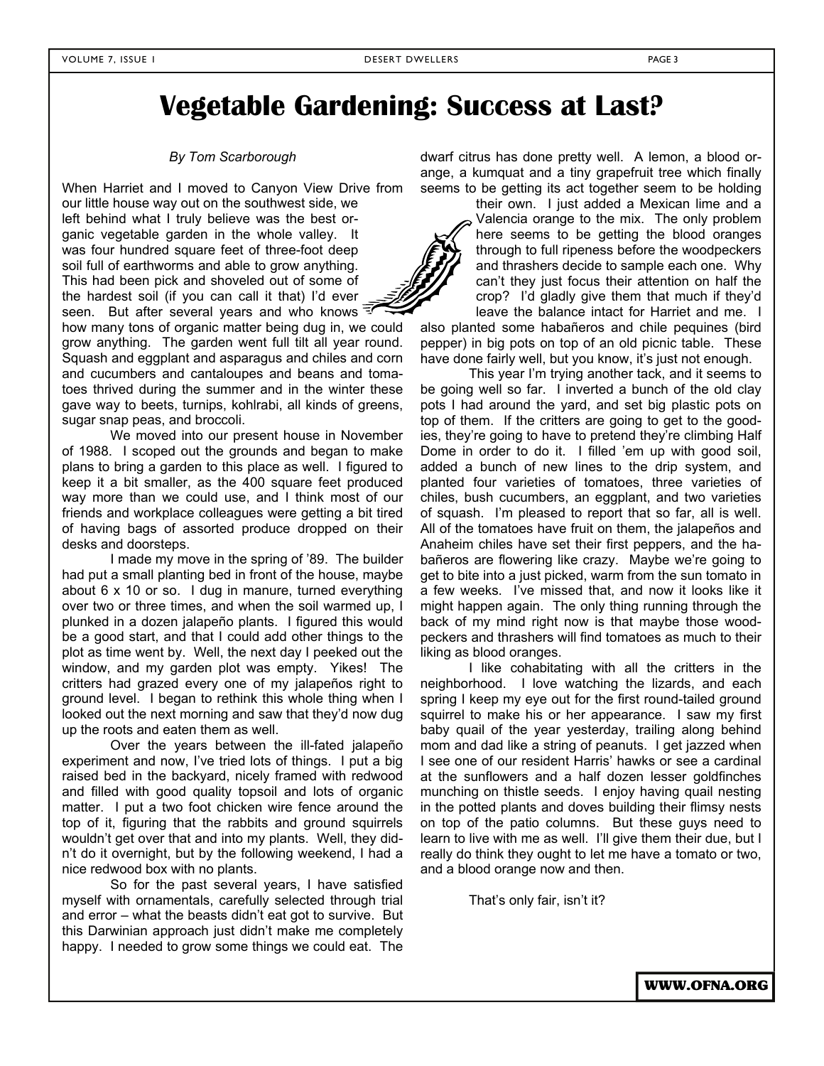# Vegetable Gardening: Success at Last?

*By Tom Scarborough*

When Harriet and I moved to Canyon View Drive from our little house way out on the southwest side, we left behind what I truly believe was the best organic vegetable garden in the whole valley. It was four hundred square feet of three-foot deep soil full of earthworms and able to grow anything. This had been pick and shoveled out of some of the hardest soil (if you can call it that) I'd ever seen. But after several years and who knows how many tons of organic matter being dug in, we could grow anything. The garden went full tilt all year round. Squash and eggplant and asparagus and chiles and corn and cucumbers and cantaloupes and beans and tomatoes thrived during the summer and in the winter these gave way to beets, turnips, kohlrabi, all kinds of greens, sugar snap peas, and broccoli.

We moved into our present house in November of 1988. I scoped out the grounds and began to make plans to bring a garden to this place as well. I figured to keep it a bit smaller, as the 400 square feet produced way more than we could use, and I think most of our friends and workplace colleagues were getting a bit tired of having bags of assorted produce dropped on their desks and doorsteps.

I made my move in the spring of '89. The builder had put a small planting bed in front of the house, maybe about 6 x 10 or so. I dug in manure, turned everything over two or three times, and when the soil warmed up, I plunked in a dozen jalapeño plants. I figured this would be a good start, and that I could add other things to the plot as time went by. Well, the next day I peeked out the window, and my garden plot was empty. Yikes! The critters had grazed every one of my jalapeños right to ground level. I began to rethink this whole thing when I looked out the next morning and saw that they'd now dug up the roots and eaten them as well.

Over the years between the ill-fated jalapeño experiment and now, I've tried lots of things. I put a big raised bed in the backyard, nicely framed with redwood and filled with good quality topsoil and lots of organic matter. I put a two foot chicken wire fence around the top of it, figuring that the rabbits and ground squirrels wouldn't get over that and into my plants. Well, they didn't do it overnight, but by the following weekend, I had a nice redwood box with no plants.

So for the past several years, I have satisfied myself with ornamentals, carefully selected through trial and error – what the beasts didn't eat got to survive. But this Darwinian approach just didn't make me completely happy. I needed to grow some things we could eat. The dwarf citrus has done pretty well. A lemon, a blood orange, a kumquat and a tiny grapefruit tree which finally seems to be getting its act together seem to be holding their own. I just added a Mexican lime and a Valencia orange to the mix. The only problem here seems to be getting the blood oranges through to full ripeness before the woodpeckers and thrashers decide to sample each one. Why can't they just focus their attention on half the crop? I'd gladly give them that much if they'd leave the balance intact for Harriet and me. I also planted some habañeros and chile pequines (bird pepper) in big pots on top of an old picnic table. These have done fairly well, but you know, it's just not enough.

This year I'm trying another tack, and it seems to be going well so far. I inverted a bunch of the old clay pots I had around the yard, and set big plastic pots on top of them. If the critters are going to get to the goodies, they're going to have to pretend they're climbing Half Dome in order to do it. I filled 'em up with good soil, added a bunch of new lines to the drip system, and planted four varieties of tomatoes, three varieties of chiles, bush cucumbers, an eggplant, and two varieties of squash. I'm pleased to report that so far, all is well. All of the tomatoes have fruit on them, the jalapeños and Anaheim chiles have set their first peppers, and the habañeros are flowering like crazy. Maybe we're going to get to bite into a just picked, warm from the sun tomato in a few weeks. I've missed that, and now it looks like it might happen again. The only thing running through the back of my mind right now is that maybe those woodpeckers and thrashers will find tomatoes as much to their liking as blood oranges.

I like cohabitating with all the critters in the neighborhood. I love watching the lizards, and each spring I keep my eye out for the first round-tailed ground squirrel to make his or her appearance. I saw my first baby quail of the year yesterday, trailing along behind mom and dad like a string of peanuts. I get jazzed when I see one of our resident Harris' hawks or see a cardinal at the sunflowers and a half dozen lesser goldfinches munching on thistle seeds. I enjoy having quail nesting in the potted plants and doves building their flimsy nests on top of the patio columns. But these guys need to learn to live with me as well. I'll give them their due, but I really do think they ought to let me have a tomato or two, and a blood orange now and then.

That's only fair, isn't it?

**WWW.OFNA.ORG**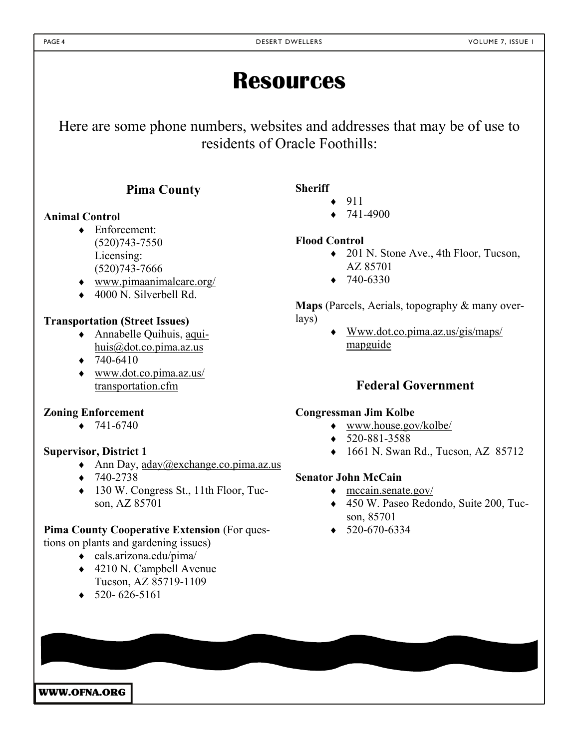# Resources

Here are some phone numbers, websites and addresses that may be of use to residents of Oracle Foothills:

## Pima County

**Animal Control**

- Enforcement: (520)743-7550
  Licensing: (520)743-7666
- www.pimaanimalcare.org/
- 4000 N. Silverbell Rd.

**Transportation (Street Issues)**

- Annabelle Quihuis, aquihuis@dot.co.pima.az.us
- 740-6410
- www.dot.co.pima.az.us/transportation.cfm

**Zoning Enforcement**

- 741-6740

**Supervisor, District 1**

- Ann Day, aday@exchange.co.pima.az.us
- 740-2738
- 130 W. Congress St., 11th Floor, Tucson, AZ 85701

**Pima County Cooperative Extension** (For questions on plants and gardening issues)

- cals.arizona.edu/pima/
- 4210 N. Campbell Avenue
  Tucson, AZ 85719-1109
- 520- 626-5161

**Sheriff**

- 911
- 741-4900

**Flood Control**

- 201 N. Stone Ave., 4th Floor, Tucson, AZ 85701
- 740-6330

**Maps** (Parcels, Aerials, topography & many overlays)

- Www.dot.co.pima.az.us/gis/maps/mapguide

## Federal Government

**Congressman Jim Kolbe**

- www.house.gov/kolbe/
- 520-881-3588
- 1661 N. Swan Rd., Tucson, AZ 85712

**Senator John McCain**

- mccain.senate.gov/
- 450 W. Paseo Redondo, Suite 200, Tucson, 85701
- 520-670-6334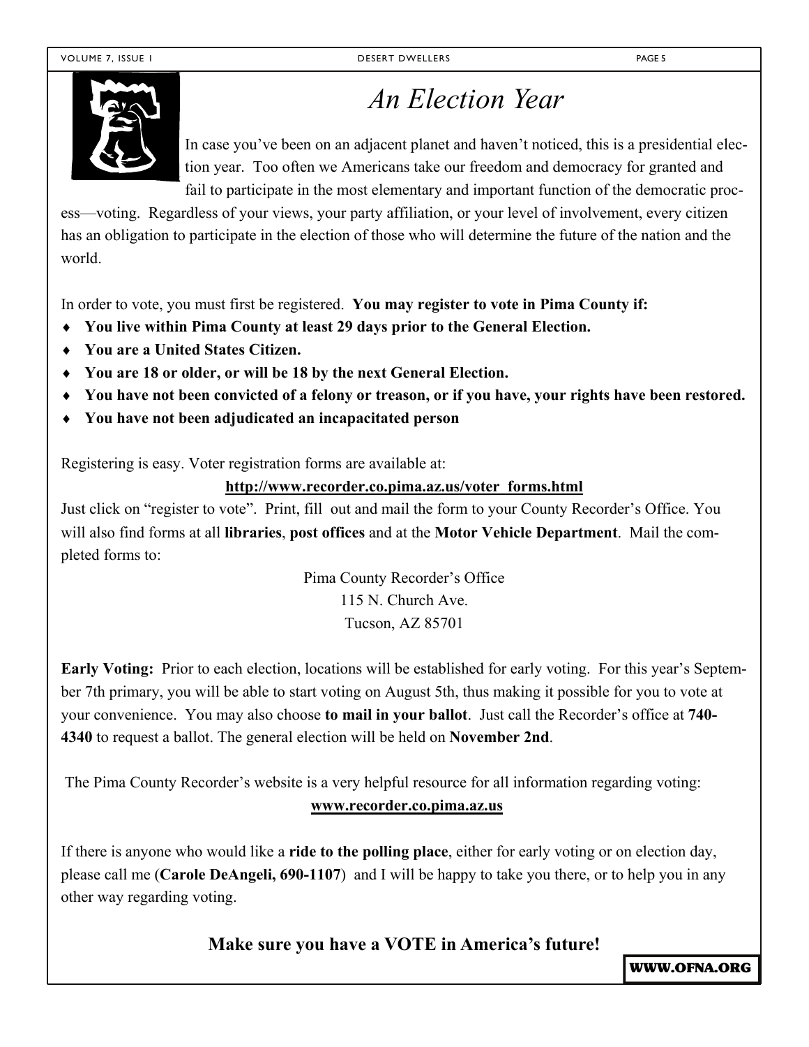# *An Election Year*

In case you've been on an adjacent planet and haven't noticed, this is a presidential election year. Too often we Americans take our freedom and democracy for granted and fail to participate in the most elementary and important function of the democratic process—voting. Regardless of your views, your party affiliation, or your level of involvement, every citizen has an obligation to participate in the election of those who will determine the future of the nation and the world.

In order to vote, you must first be registered. **You may register to vote in Pima County if:**

- **You live within Pima County at least 29 days prior to the General Election.**
- **You are a United States Citizen.**
- **You are 18 or older, or will be 18 by the next General Election.**
- **You have not been convicted of a felony or treason, or if you have, your rights have been restored.**
- **You have not been adjudicated an incapacitated person**

Registering is easy. Voter registration forms are available at:

**http://www.recorder.co.pima.az.us/voter_forms.html**

Just click on "register to vote". Print, fill out and mail the form to your County Recorder's Office. You will also find forms at all **libraries**, **post offices** and at the **Motor Vehicle Department**. Mail the completed forms to:

Pima County Recorder's Office
115 N. Church Ave.
Tucson, AZ 85701

**Early Voting:** Prior to each election, locations will be established for early voting. For this year's September 7th primary, you will be able to start voting on August 5th, thus making it possible for you to vote at your convenience. You may also choose **to mail in your ballot**. Just call the Recorder's office at **740-4340** to request a ballot. The general election will be held on **November 2nd**.

The Pima County Recorder's website is a very helpful resource for all information regarding voting:

**www.recorder.co.pima.az.us**

If there is anyone who would like a **ride to the polling place**, either for early voting or on election day, please call me (**Carole DeAngeli, 690-1107**) and I will be happy to take you there, or to help you in any other way regarding voting.

**Make sure you have a VOTE in America's future!**

**WWW.OFNA.ORG**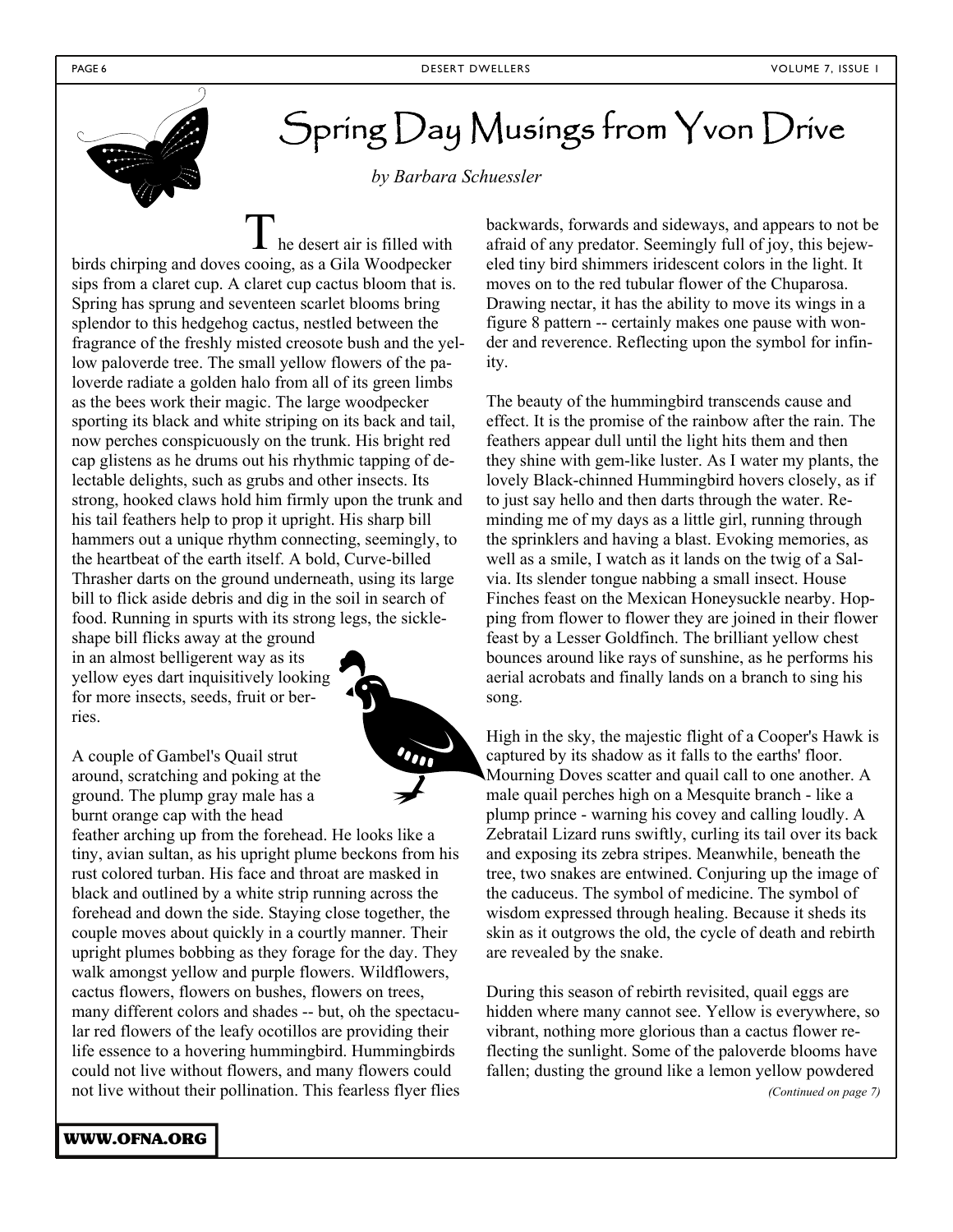# Spring Day Musings from Yvon Drive

*by Barbara Schuessler*

The desert air is filled with birds chirping and doves cooing, as a Gila Woodpecker sips from a claret cup. A claret cup cactus bloom that is. Spring has sprung and seventeen scarlet blooms bring splendor to this hedgehog cactus, nestled between the fragrance of the freshly misted creosote bush and the yellow paloverde tree. The small yellow flowers of the paloverde radiate a golden halo from all of its green limbs as the bees work their magic. The large woodpecker sporting its black and white striping on its back and tail, now perches conspicuously on the trunk. His bright red cap glistens as he drums out his rhythmic tapping of delectable delights, such as grubs and other insects. Its strong, hooked claws hold him firmly upon the trunk and his tail feathers help to prop it upright. His sharp bill hammers out a unique rhythm connecting, seemingly, to the heartbeat of the earth itself. A bold, Curve-billed Thrasher darts on the ground underneath, using its large bill to flick aside debris and dig in the soil in search of food. Running in spurts with its strong legs, the sickle-shape bill flicks away at the ground in an almost belligerent way as its yellow eyes dart inquisitively looking for more insects, seeds, fruit or berries.

A couple of Gambel's Quail strut around, scratching and poking at the ground. The plump gray male has a burnt orange cap with the head feather arching up from the forehead. He looks like a tiny, avian sultan, as his upright plume beckons from his rust colored turban. His face and throat are masked in black and outlined by a white strip running across the forehead and down the side. Staying close together, the couple moves about quickly in a courtly manner. Their upright plumes bobbing as they forage for the day. They walk amongst yellow and purple flowers. Wildflowers, cactus flowers, flowers on bushes, flowers on trees, many different colors and shades -- but, oh the spectacular red flowers of the leafy ocotillos are providing their life essence to a hovering hummingbird. Hummingbirds could not live without flowers, and many flowers could not live without their pollination. This fearless flyer flies backwards, forwards and sideways, and appears to not be afraid of any predator. Seemingly full of joy, this bejeweled tiny bird shimmers iridescent colors in the light. It moves on to the red tubular flower of the Chuparosa. Drawing nectar, it has the ability to move its wings in a figure 8 pattern -- certainly makes one pause with wonder and reverence. Reflecting upon the symbol for infinity.

The beauty of the hummingbird transcends cause and effect. It is the promise of the rainbow after the rain. The feathers appear dull until the light hits them and then they shine with gem-like luster. As I water my plants, the lovely Black-chinned Hummingbird hovers closely, as if to just say hello and then darts through the water. Reminding me of my days as a little girl, running through the sprinklers and having a blast. Evoking memories, as well as a smile, I watch as it lands on the twig of a Salvia. Its slender tongue nabbing a small insect. House Finches feast on the Mexican Honeysuckle nearby. Hopping from flower to flower they are joined in their flower feast by a Lesser Goldfinch. The brilliant yellow chest bounces around like rays of sunshine, as he performs his aerial acrobats and finally lands on a branch to sing his song.

High in the sky, the majestic flight of a Cooper's Hawk is captured by its shadow as it falls to the earths' floor. Mourning Doves scatter and quail call to one another. A male quail perches high on a Mesquite branch - like a plump prince - warning his covey and calling loudly. A Zebratail Lizard runs swiftly, curling its tail over its back and exposing its zebra stripes. Meanwhile, beneath the tree, two snakes are entwined. Conjuring up the image of the caduceus. The symbol of medicine. The symbol of wisdom expressed through healing. Because it sheds its skin as it outgrows the old, the cycle of death and rebirth are revealed by the snake.

During this season of rebirth revisited, quail eggs are hidden where many cannot see. Yellow is everywhere, so vibrant, nothing more glorious than a cactus flower reflecting the sunlight. Some of the paloverde blooms have fallen; dusting the ground like a lemon yellow powdered

*(Continued on page 7)*

**WWW.OFNA.ORG**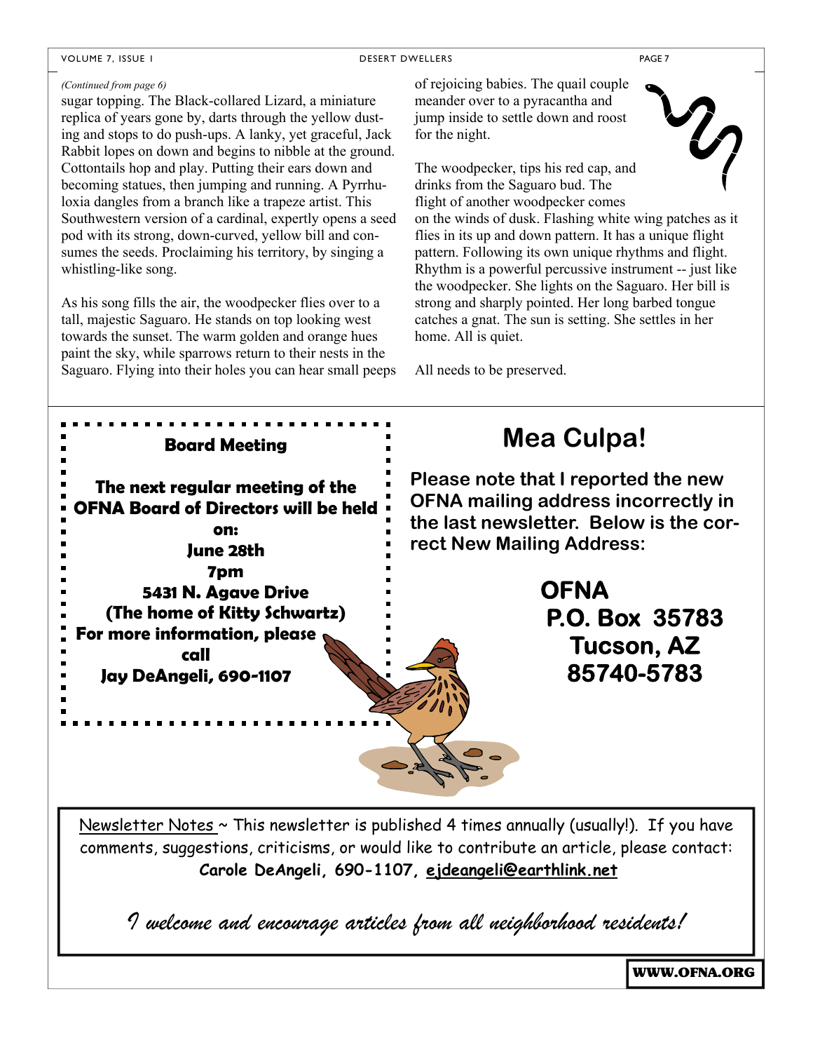*(Continued from page 6)*

sugar topping. The Black-collared Lizard, a miniature replica of years gone by, darts through the yellow dusting and stops to do push-ups. A lanky, yet graceful, Jack Rabbit lopes on down and begins to nibble at the ground. Cottontails hop and play. Putting their ears down and becoming statues, then jumping and running. A Pyrrhuloxia dangles from a branch like a trapeze artist. This Southwestern version of a cardinal, expertly opens a seed pod with its strong, down-curved, yellow bill and consumes the seeds. Proclaiming his territory, by singing a whistling-like song.

As his song fills the air, the woodpecker flies over to a tall, majestic Saguaro. He stands on top looking west towards the sunset. The warm golden and orange hues paint the sky, while sparrows return to their nests in the Saguaro. Flying into their holes you can hear small peeps of rejoicing babies. The quail couple meander over to a pyracantha and jump inside to settle down and roost for the night.

The woodpecker, tips his red cap, and drinks from the Saguaro bud. The flight of another woodpecker comes on the winds of dusk. Flashing white wing patches as it flies in its up and down pattern. It has a unique flight pattern. Following its own unique rhythms and flight. Rhythm is a powerful percussive instrument -- just like the woodpecker. She lights on the Saguaro. Her bill is strong and sharply pointed. Her long barbed tongue catches a gnat. The sun is setting. She settles in her home. All is quiet.

All needs to be preserved.

## Board Meeting

**The next regular meeting of the OFNA Board of Directors will be held on:**

**June 28th**
**7pm**
**5431 N. Agave Drive**
**(The home of Kitty Schwartz)**

**For more information, please call**
**Jay DeAngeli, 690-1107**

## Mea Culpa!

**Please note that I reported the new OFNA mailing address incorrectly in the last newsletter. Below is the correct New Mailing Address:**

**OFNA**
**P.O. Box 35783**
**Tucson, AZ**
**85740-5783**

Newsletter Notes ~ This newsletter is published 4 times annually (usually!). If you have comments, suggestions, criticisms, or would like to contribute an article, please contact: **Carole DeAngeli, 690-1107, ejdeangeli@earthlink.net**

*I welcome and encourage articles from all neighborhood residents!*

**WWW.OFNA.ORG**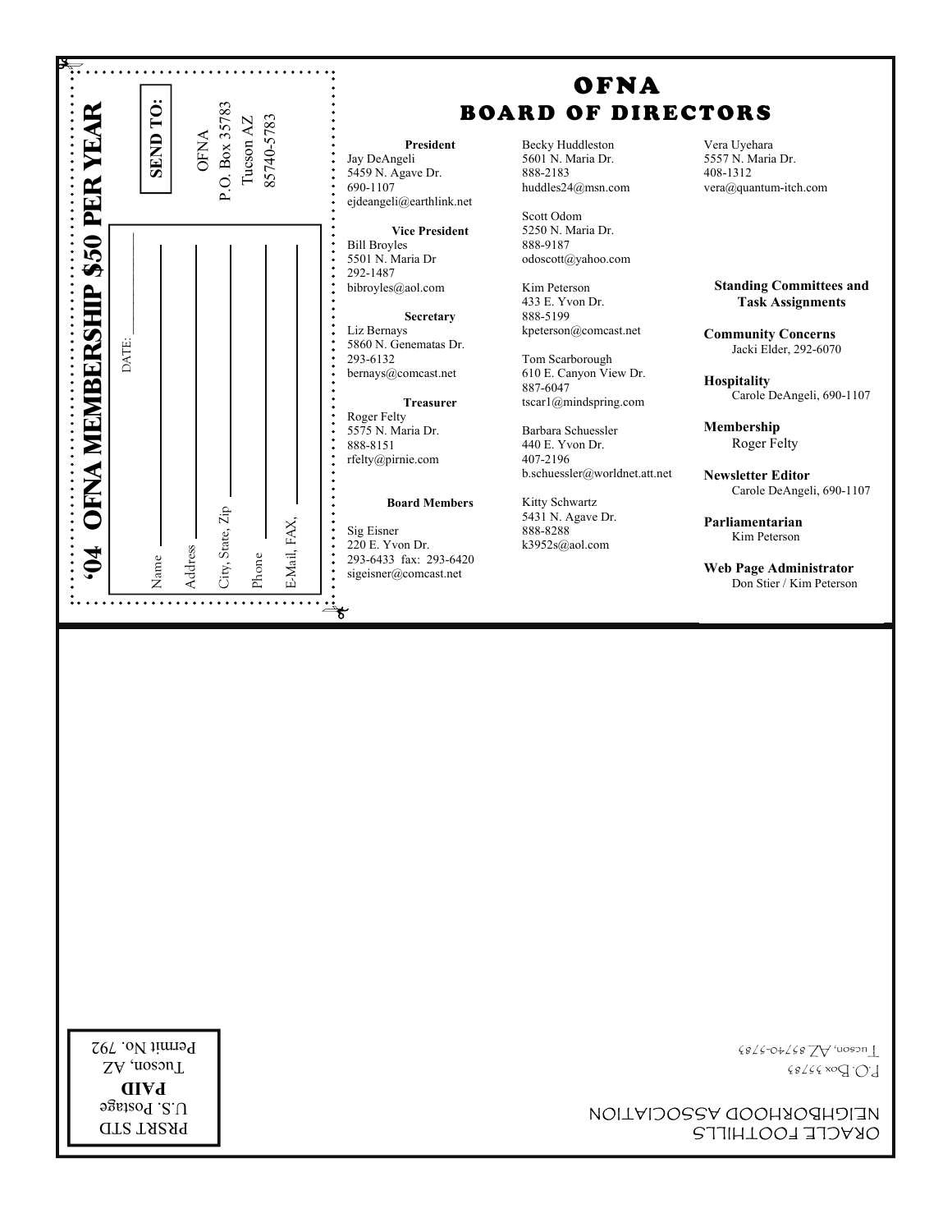## '04 OFNA MEMBERSHIP $50 PER YEAR

**SEND TO:**

OFNA
P.O. Box 35783
Tucson AZ
85740-5783

DATE: ____________

Name ____________

Address ____________

City, State, Zip ____________

Phone ____________

E-Mail, FAX, ____________

# OFNA
# BOARD OF DIRECTORS

**President**
Jay DeAngeli
5459 N. Agave Dr.
690-1107
ejdeangeli@earthlink.net

**Vice President**
Bill Broyles
5501 N. Maria Dr
292-1487
bibroyles@aol.com

**Secretary**
Liz Bernays
5860 N. Genematas Dr.
293-6132
bernays@comcast.net

**Treasurer**
Roger Felty
5575 N. Maria Dr.
888-8151
rfelty@pirnie.com

**Board Members**

Sig Eisner
220 E. Yvon Dr.
293-6433 fax: 293-6420
sigeisner@comcast.net

Becky Huddleston
5601 N. Maria Dr.
888-2183
huddles24@msn.com

Scott Odom
5250 N. Maria Dr.
888-9187
odoscott@yahoo.com

Kim Peterson
433 E. Yvon Dr.
888-5199
kpeterson@comcast.net

Tom Scarborough
610 E. Canyon View Dr.
887-6047
tscar1@mindspring.com

Barbara Schuessler
440 E. Yvon Dr.
407-2196
b.schuessler@worldnet.att.net

Kitty Schwartz
5431 N. Agave Dr.
888-8288
k3952s@aol.com

Vera Uyehara
5557 N. Maria Dr.
408-1312
vera@quantum-itch.com

**Standing Committees and Task Assignments**

**Community Concerns**
Jacki Elder, 292-6070

**Hospitality**
Carole DeAngeli, 690-1107

**Membership**
Roger Felty

**Newsletter Editor**
Carole DeAngeli, 690-1107

**Parliamentarian**
Kim Peterson

**Web Page Administrator**
Don Stier / Kim Peterson

ORACLE FOOTHILLS
NEIGHBORHOOD ASSOCIATION
P.O. Box 35783
Tucson, AZ 85740-5783

PRSRT STD
U.S. Postage
**PAID**
Tucson, AZ
Permit No. 792